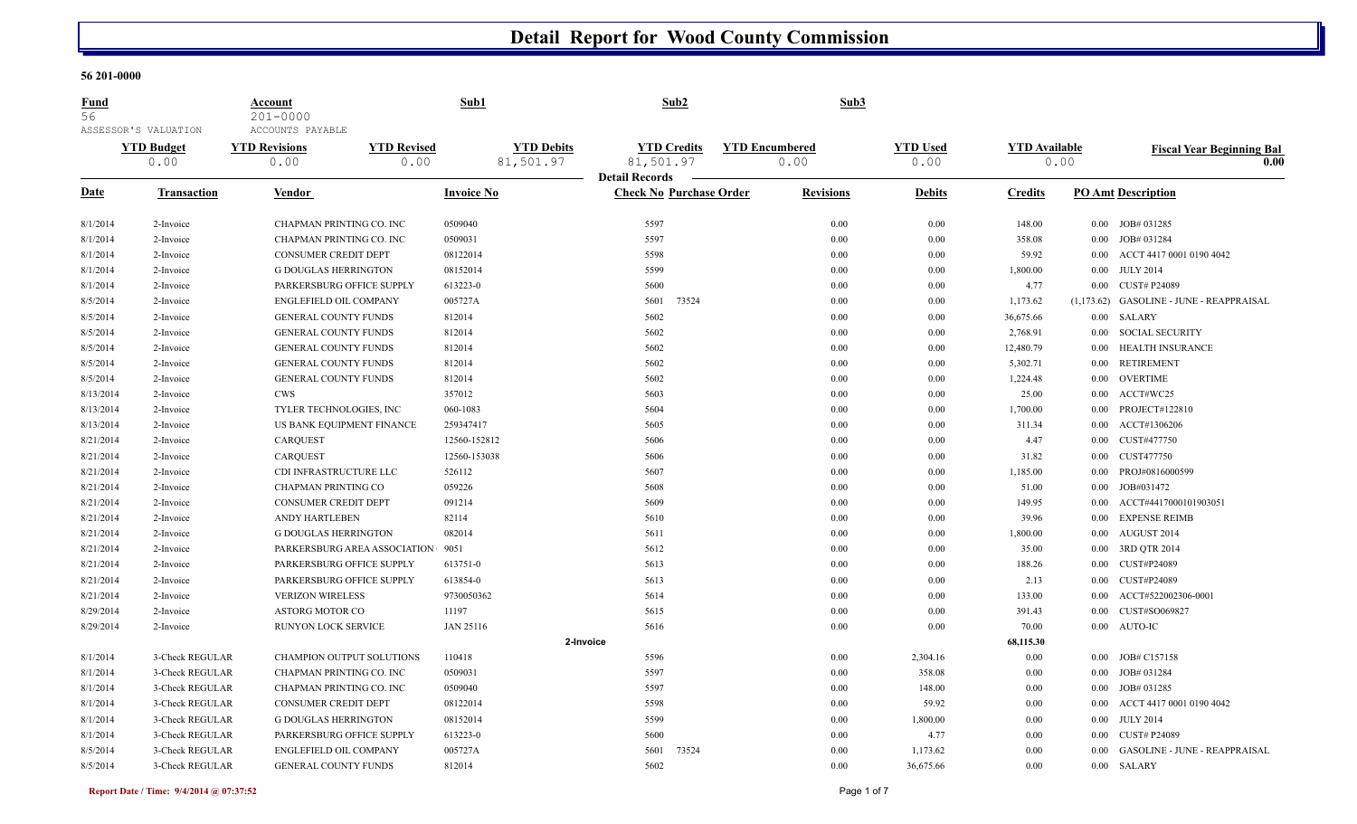# Detail Report for Wood County Commission

**56 201-0000**

| Fund | Account | Sub1 | Sub2 | Sub3 |
|---|---|---|---|---|
| 56 ASSESSOR'S VALUATION | 201-0000 ACCOUNTS PAYABLE | | | |

| YTD Budget | YTD Revisions | YTD Revised | YTD Debits | YTD Credits | YTD Encumbered | YTD Used | YTD Available | Fiscal Year Beginning Bal |
|---|---|---|---|---|---|---|---|---|
| 0.00 | 0.00 | 0.00 | 81,501.97 | 81,501.97 | 0.00 | 0.00 | 0.00 | 0.00 |

**Detail Records**

| Date | Transaction | Vendor | Invoice No | Check No | Purchase Order | Revisions | Debits | Credits | PO Amt | Description |
|---|---|---|---|---|---|---|---|---|---|---|
| 8/1/2014 | 2-Invoice | CHAPMAN PRINTING CO. INC | 0509040 | 5597 | | 0.00 | 0.00 | 148.00 | 0.00 | JOB# 031285 |
| 8/1/2014 | 2-Invoice | CHAPMAN PRINTING CO. INC | 0509031 | 5597 | | 0.00 | 0.00 | 358.08 | 0.00 | JOB# 031284 |
| 8/1/2014 | 2-Invoice | CONSUMER CREDIT DEPT | 08122014 | 5598 | | 0.00 | 0.00 | 59.92 | 0.00 | ACCT 4417 0001 0190 4042 |
| 8/1/2014 | 2-Invoice | G DOUGLAS HERRINGTON | 08152014 | 5599 | | 0.00 | 0.00 | 1,800.00 | 0.00 | JULY 2014 |
| 8/1/2014 | 2-Invoice | PARKERSBURG OFFICE SUPPLY | 613223-0 | 5600 | | 0.00 | 0.00 | 4.77 | 0.00 | CUST# P24089 |
| 8/5/2014 | 2-Invoice | ENGLEFIELD OIL COMPANY | 005727A | 5601 | 73524 | 0.00 | 0.00 | 1,173.62 | (1,173.62) | GASOLINE - JUNE - REAPPRAISAL |
| 8/5/2014 | 2-Invoice | GENERAL COUNTY FUNDS | 812014 | 5602 | | 0.00 | 0.00 | 36,675.66 | 0.00 | SALARY |
| 8/5/2014 | 2-Invoice | GENERAL COUNTY FUNDS | 812014 | 5602 | | 0.00 | 0.00 | 2,768.91 | 0.00 | SOCIAL SECURITY |
| 8/5/2014 | 2-Invoice | GENERAL COUNTY FUNDS | 812014 | 5602 | | 0.00 | 0.00 | 12,480.79 | 0.00 | HEALTH INSURANCE |
| 8/5/2014 | 2-Invoice | GENERAL COUNTY FUNDS | 812014 | 5602 | | 0.00 | 0.00 | 5,302.71 | 0.00 | RETIREMENT |
| 8/5/2014 | 2-Invoice | GENERAL COUNTY FUNDS | 812014 | 5602 | | 0.00 | 0.00 | 1,224.48 | 0.00 | OVERTIME |
| 8/13/2014 | 2-Invoice | CWS | 357012 | 5603 | | 0.00 | 0.00 | 25.00 | 0.00 | ACCT#WC25 |
| 8/13/2014 | 2-Invoice | TYLER TECHNOLOGIES, INC | 060-1083 | 5604 | | 0.00 | 0.00 | 1,700.00 | 0.00 | PROJECT#122810 |
| 8/13/2014 | 2-Invoice | US BANK EQUIPMENT FINANCE | 259347417 | 5605 | | 0.00 | 0.00 | 311.34 | 0.00 | ACCT#1306206 |
| 8/21/2014 | 2-Invoice | CARQUEST | 12560-152812 | 5606 | | 0.00 | 0.00 | 4.47 | 0.00 | CUST#477750 |
| 8/21/2014 | 2-Invoice | CARQUEST | 12560-153038 | 5606 | | 0.00 | 0.00 | 31.82 | 0.00 | CUST477750 |
| 8/21/2014 | 2-Invoice | CDI INFRASTRUCTURE LLC | 526112 | 5607 | | 0.00 | 0.00 | 1,185.00 | 0.00 | PROJ#0816000599 |
| 8/21/2014 | 2-Invoice | CHAPMAN PRINTING CO | 059226 | 5608 | | 0.00 | 0.00 | 51.00 | 0.00 | JOB#031472 |
| 8/21/2014 | 2-Invoice | CONSUMER CREDIT DEPT | 091214 | 5609 | | 0.00 | 0.00 | 149.95 | 0.00 | ACCT#4417000101903051 |
| 8/21/2014 | 2-Invoice | ANDY HARTLEBEN | 82114 | 5610 | | 0.00 | 0.00 | 39.96 | 0.00 | EXPENSE REIMB |
| 8/21/2014 | 2-Invoice | G DOUGLAS HERRINGTON | 082014 | 5611 | | 0.00 | 0.00 | 1,800.00 | 0.00 | AUGUST 2014 |
| 8/21/2014 | 2-Invoice | PARKERSBURG AREA ASSOCIATION | 9051 | 5612 | | 0.00 | 0.00 | 35.00 | 0.00 | 3RD QTR 2014 |
| 8/21/2014 | 2-Invoice | PARKERSBURG OFFICE SUPPLY | 613751-0 | 5613 | | 0.00 | 0.00 | 188.26 | 0.00 | CUST#P24089 |
| 8/21/2014 | 2-Invoice | PARKERSBURG OFFICE SUPPLY | 613854-0 | 5613 | | 0.00 | 0.00 | 2.13 | 0.00 | CUST#P24089 |
| 8/21/2014 | 2-Invoice | VERIZON WIRELESS | 9730050362 | 5614 | | 0.00 | 0.00 | 133.00 | 0.00 | ACCT#522002306-0001 |
| 8/29/2014 | 2-Invoice | ASTORG MOTOR CO | 11197 | 5615 | | 0.00 | 0.00 | 391.43 | 0.00 | CUST#SO069827 |
| 8/29/2014 | 2-Invoice | RUNYON LOCK SERVICE | JAN 25116 | 5616 | | 0.00 | 0.00 | 70.00 | 0.00 | AUTO-IC |
| | | | 2-Invoice | | | | | 68,115.30 | | |
| 8/1/2014 | 3-Check REGULAR | CHAMPION OUTPUT SOLUTIONS | 110418 | 5596 | | 0.00 | 2,304.16 | 0.00 | 0.00 | JOB# C157158 |
| 8/1/2014 | 3-Check REGULAR | CHAPMAN PRINTING CO. INC | 0509031 | 5597 | | 0.00 | 358.08 | 0.00 | 0.00 | JOB# 031284 |
| 8/1/2014 | 3-Check REGULAR | CHAPMAN PRINTING CO. INC | 0509040 | 5597 | | 0.00 | 148.00 | 0.00 | 0.00 | JOB# 031285 |
| 8/1/2014 | 3-Check REGULAR | CONSUMER CREDIT DEPT | 08122014 | 5598 | | 0.00 | 59.92 | 0.00 | 0.00 | ACCT 4417 0001 0190 4042 |
| 8/1/2014 | 3-Check REGULAR | G DOUGLAS HERRINGTON | 08152014 | 5599 | | 0.00 | 1,800.00 | 0.00 | 0.00 | JULY 2014 |
| 8/1/2014 | 3-Check REGULAR | PARKERSBURG OFFICE SUPPLY | 613223-0 | 5600 | | 0.00 | 4.77 | 0.00 | 0.00 | CUST# P24089 |
| 8/5/2014 | 3-Check REGULAR | ENGLEFIELD OIL COMPANY | 005727A | 5601 | 73524 | 0.00 | 1,173.62 | 0.00 | 0.00 | GASOLINE - JUNE - REAPPRAISAL |
| 8/5/2014 | 3-Check REGULAR | GENERAL COUNTY FUNDS | 812014 | 5602 | | 0.00 | 36,675.66 | 0.00 | 0.00 | SALARY |

Report Date / Time: 9/4/2014 @ 07:37:52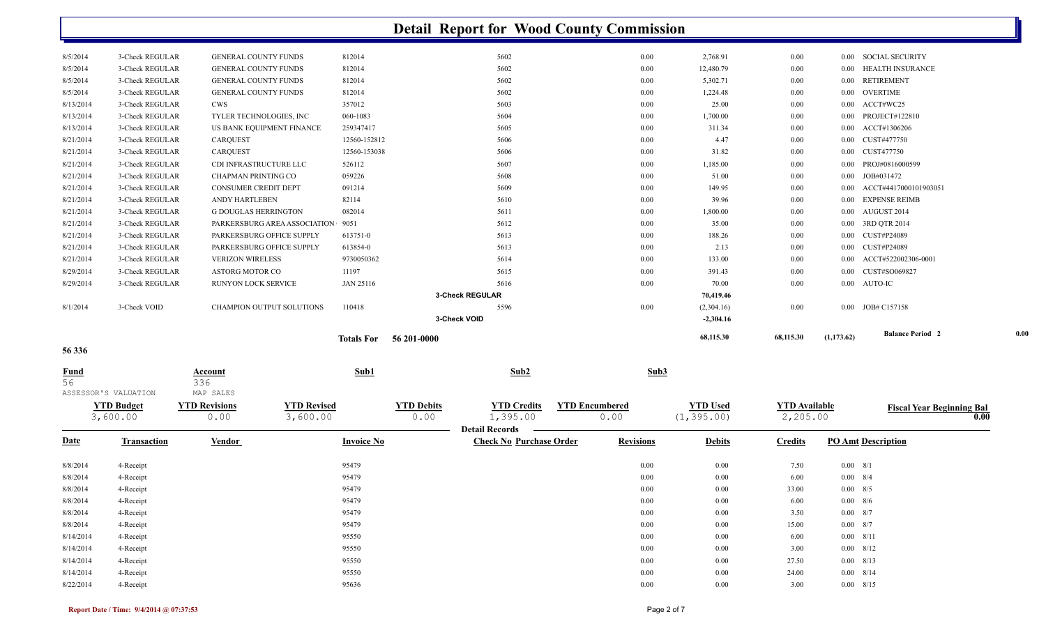# Detail Report for Wood County Commission

| Date | Transaction | Vendor | Invoice No | Check No | Purchase Order | Revisions | Debits | Credits | PO Amt | Description |
|---|---|---|---|---|---|---|---|---|---|---|
| 8/5/2014 | 3-Check REGULAR | GENERAL COUNTY FUNDS | 812014 | 5602 | | 0.00 | 2,768.91 | 0.00 | 0.00 | SOCIAL SECURITY |
| 8/5/2014 | 3-Check REGULAR | GENERAL COUNTY FUNDS | 812014 | 5602 | | 0.00 | 12,480.79 | 0.00 | 0.00 | HEALTH INSURANCE |
| 8/5/2014 | 3-Check REGULAR | GENERAL COUNTY FUNDS | 812014 | 5602 | | 0.00 | 5,302.71 | 0.00 | 0.00 | RETIREMENT |
| 8/5/2014 | 3-Check REGULAR | GENERAL COUNTY FUNDS | 812014 | 5602 | | 0.00 | 1,224.48 | 0.00 | 0.00 | OVERTIME |
| 8/13/2014 | 3-Check REGULAR | CWS | 357012 | 5603 | | 0.00 | 25.00 | 0.00 | 0.00 | ACCT#WC25 |
| 8/13/2014 | 3-Check REGULAR | TYLER TECHNOLOGIES, INC | 060-1083 | 5604 | | 0.00 | 1,700.00 | 0.00 | 0.00 | PROJECT#122810 |
| 8/13/2014 | 3-Check REGULAR | US BANK EQUIPMENT FINANCE | 259347417 | 5605 | | 0.00 | 311.34 | 0.00 | 0.00 | ACCT#1306206 |
| 8/21/2014 | 3-Check REGULAR | CARQUEST | 12560-152812 | 5606 | | 0.00 | 4.47 | 0.00 | 0.00 | CUST#477750 |
| 8/21/2014 | 3-Check REGULAR | CARQUEST | 12560-153038 | 5606 | | 0.00 | 31.82 | 0.00 | 0.00 | CUST477750 |
| 8/21/2014 | 3-Check REGULAR | CDI INFRASTRUCTURE LLC | 526112 | 5607 | | 0.00 | 1,185.00 | 0.00 | 0.00 | PROJ#0816000599 |
| 8/21/2014 | 3-Check REGULAR | CHAPMAN PRINTING CO | 059226 | 5608 | | 0.00 | 51.00 | 0.00 | 0.00 | JOB#031472 |
| 8/21/2014 | 3-Check REGULAR | CONSUMER CREDIT DEPT | 091214 | 5609 | | 0.00 | 149.95 | 0.00 | 0.00 | ACCT#4417000101903051 |
| 8/21/2014 | 3-Check REGULAR | ANDY HARTLEBEN | 82114 | 5610 | | 0.00 | 39.96 | 0.00 | 0.00 | EXPENSE REIMB |
| 8/21/2014 | 3-Check REGULAR | G DOUGLAS HERRINGTON | 082014 | 5611 | | 0.00 | 1,800.00 | 0.00 | 0.00 | AUGUST 2014 |
| 8/21/2014 | 3-Check REGULAR | PARKERSBURG AREA ASSOCIATION | 9051 | 5612 | | 0.00 | 35.00 | 0.00 | 0.00 | 3RD QTR 2014 |
| 8/21/2014 | 3-Check REGULAR | PARKERSBURG OFFICE SUPPLY | 613751-0 | 5613 | | 0.00 | 188.26 | 0.00 | 0.00 | CUST#P24089 |
| 8/21/2014 | 3-Check REGULAR | PARKERSBURG OFFICE SUPPLY | 613854-0 | 5613 | | 0.00 | 2.13 | 0.00 | 0.00 | CUST#P24089 |
| 8/21/2014 | 3-Check REGULAR | VERIZON WIRELESS | 9730050362 | 5614 | | 0.00 | 133.00 | 0.00 | 0.00 | ACCT#522002306-0001 |
| 8/29/2014 | 3-Check REGULAR | ASTORG MOTOR CO | 11197 | 5615 | | 0.00 | 391.43 | 0.00 | 0.00 | CUST#SO069827 |
| 8/29/2014 | 3-Check REGULAR | RUNYON LOCK SERVICE | JAN 25116 | 5616 | | 0.00 | 70.00 | 0.00 | 0.00 | AUTO-IC |
| | | | | **3-Check REGULAR** | | | **70,419.46** | | | |
| 8/1/2014 | 3-Check VOID | CHAMPION OUTPUT SOLUTIONS | 110418 | 5596 | | 0.00 | (2,304.16) | 0.00 | 0.00 | JOB# C157158 |
| | | | | **3-Check VOID** | | | **-2,304.16** | | | |
| | | | **Totals For** | **56 201-0000** | | | **68,115.30** | **68,115.30** | **(1,173.62)** | **Balance Period 2** 0.00 |

**56 336**

| Fund | Account | Sub1 | Sub2 | Sub3 |
|---|---|---|---|---|
| 56 | 336 | | | |
| ASSESSOR'S VALUATION | MAP SALES | | | |

| YTD Budget | YTD Revisions | YTD Revised | YTD Debits | YTD Credits | YTD Encumbered | YTD Used | YTD Available | Fiscal Year Beginning Bal |
|---|---|---|---|---|---|---|---|---|
| 3,600.00 | 0.00 | 3,600.00 | 0.00 | 1,395.00 | 0.00 | (1,395.00) | 2,205.00 | 0.00 |

**Detail Records**

| Date | Transaction | Vendor | Invoice No | Check No | Purchase Order | Revisions | Debits | Credits | PO Amt | Description |
|---|---|---|---|---|---|---|---|---|---|---|
| 8/8/2014 | 4-Receipt | | 95479 | | | 0.00 | 0.00 | 7.50 | 0.00 | 8/1 |
| 8/8/2014 | 4-Receipt | | 95479 | | | 0.00 | 0.00 | 6.00 | 0.00 | 8/4 |
| 8/8/2014 | 4-Receipt | | 95479 | | | 0.00 | 0.00 | 33.00 | 0.00 | 8/5 |
| 8/8/2014 | 4-Receipt | | 95479 | | | 0.00 | 0.00 | 6.00 | 0.00 | 8/6 |
| 8/8/2014 | 4-Receipt | | 95479 | | | 0.00 | 0.00 | 3.50 | 0.00 | 8/7 |
| 8/8/2014 | 4-Receipt | | 95479 | | | 0.00 | 0.00 | 15.00 | 0.00 | 8/7 |
| 8/14/2014 | 4-Receipt | | 95550 | | | 0.00 | 0.00 | 6.00 | 0.00 | 8/11 |
| 8/14/2014 | 4-Receipt | | 95550 | | | 0.00 | 0.00 | 3.00 | 0.00 | 8/12 |
| 8/14/2014 | 4-Receipt | | 95550 | | | 0.00 | 0.00 | 27.50 | 0.00 | 8/13 |
| 8/14/2014 | 4-Receipt | | 95550 | | | 0.00 | 0.00 | 24.00 | 0.00 | 8/14 |
| 8/22/2014 | 4-Receipt | | 95636 | | | 0.00 | 0.00 | 3.00 | 0.00 | 8/15 |

Report Date / Time: 9/4/2014 @ 07:37:53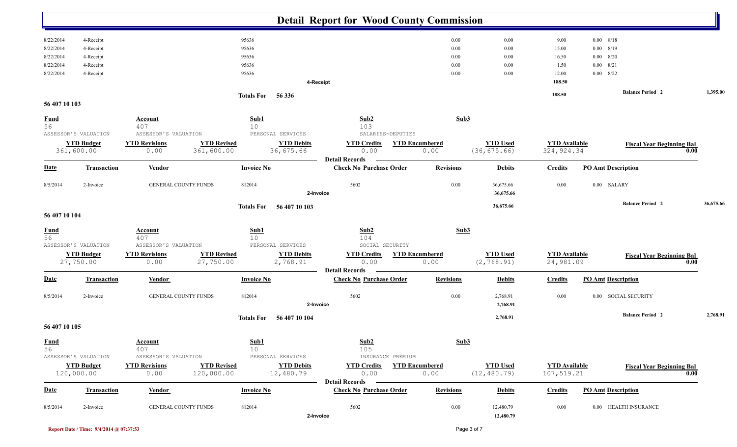# Detail Report for Wood County Commission

| | | | | | | | | | |
|---|---|---|---|---|---|---|---|---|---|
| 8/22/2014 | 4-Receipt | | 95636 | | 0.00 | 0.00 | 9.00 | 0.00 | 8/18 |
| 8/22/2014 | 4-Receipt | | 95636 | | 0.00 | 0.00 | 15.00 | 0.00 | 8/19 |
| 8/22/2014 | 4-Receipt | | 95636 | | 0.00 | 0.00 | 16.50 | 0.00 | 8/20 |
| 8/22/2014 | 4-Receipt | | 95636 | | 0.00 | 0.00 | 1.50 | 0.00 | 8/21 |
| 8/22/2014 | 4-Receipt | | 95636 | | 0.00 | 0.00 | 12.00 | 0.00 | 8/22 |
| | | | | 4-Receipt | | | 188.50 | | |

**Totals For 56 336** — 188.50 — **Balance Period 2** 1,395.00

## 56 407 10 103

| Fund | Account | Sub1 | Sub2 | Sub3 |
|---|---|---|---|---|
| 56 | 407 | 10 | 103 | |
| ASSESSOR'S VALUATION | ASSESSOR'S VALUATION | PERSONAL SERVICES | SALARIES-DEPUTIES | |

| YTD Budget | YTD Revisions | YTD Revised | YTD Debits | YTD Credits | YTD Encumbered | YTD Used | YTD Available | Fiscal Year Beginning Bal |
|---|---|---|---|---|---|---|---|---|
| 361,600.00 | 0.00 | 361,600.00 | 36,675.66 | 0.00 | 0.00 | (36,675.66) | 324,924.34 | 0.00 |

**Detail Records**

| Date | Transaction | Vendor | Invoice No | Check No | Purchase Order | Revisions | Debits | Credits | PO Amt | Description |
|---|---|---|---|---|---|---|---|---|---|---|
| 8/5/2014 | 2-Invoice | GENERAL COUNTY FUNDS | 812014 | 5602 | | 0.00 | 36,675.66 | 0.00 | 0.00 | SALARY |
| | | | 2-Invoice | | | | 36,675.66 | | | |

**Totals For 56 407 10 103** — 36,675.66 — **Balance Period 2** 36,675.66

## 56 407 10 104

| Fund | Account | Sub1 | Sub2 | Sub3 |
|---|---|---|---|---|
| 56 | 407 | 10 | 104 | |
| ASSESSOR'S VALUATION | ASSESSOR'S VALUATION | PERSONAL SERVICES | SOCIAL SECURITY | |

| YTD Budget | YTD Revisions | YTD Revised | YTD Debits | YTD Credits | YTD Encumbered | YTD Used | YTD Available | Fiscal Year Beginning Bal |
|---|---|---|---|---|---|---|---|---|
| 27,750.00 | 0.00 | 27,750.00 | 2,768.91 | 0.00 | 0.00 | (2,768.91) | 24,981.09 | 0.00 |

**Detail Records**

| Date | Transaction | Vendor | Invoice No | Check No | Purchase Order | Revisions | Debits | Credits | PO Amt | Description |
|---|---|---|---|---|---|---|---|---|---|---|
| 8/5/2014 | 2-Invoice | GENERAL COUNTY FUNDS | 812014 | 5602 | | 0.00 | 2,768.91 | 0.00 | 0.00 | SOCIAL SECURITY |
| | | | 2-Invoice | | | | 2,768.91 | | | |

**Totals For 56 407 10 104** — 2,768.91 — **Balance Period 2** 2,768.91

## 56 407 10 105

| Fund | Account | Sub1 | Sub2 | Sub3 |
|---|---|---|---|---|
| 56 | 407 | 10 | 105 | |
| ASSESSOR'S VALUATION | ASSESSOR'S VALUATION | PERSONAL SERVICES | INSURANCE PREMIUM | |

| YTD Budget | YTD Revisions | YTD Revised | YTD Debits | YTD Credits | YTD Encumbered | YTD Used | YTD Available | Fiscal Year Beginning Bal |
|---|---|---|---|---|---|---|---|---|
| 120,000.00 | 0.00 | 120,000.00 | 12,480.79 | 0.00 | 0.00 | (12,480.79) | 107,519.21 | 0.00 |

**Detail Records**

| Date | Transaction | Vendor | Invoice No | Check No | Purchase Order | Revisions | Debits | Credits | PO Amt | Description |
|---|---|---|---|---|---|---|---|---|---|---|
| 8/5/2014 | 2-Invoice | GENERAL COUNTY FUNDS | 812014 | 5602 | | 0.00 | 12,480.79 | 0.00 | 0.00 | HEALTH INSURANCE |
| | | | 2-Invoice | | | | 12,480.79 | | | |

Report Date / Time: 9/4/2014 @ 07:37:53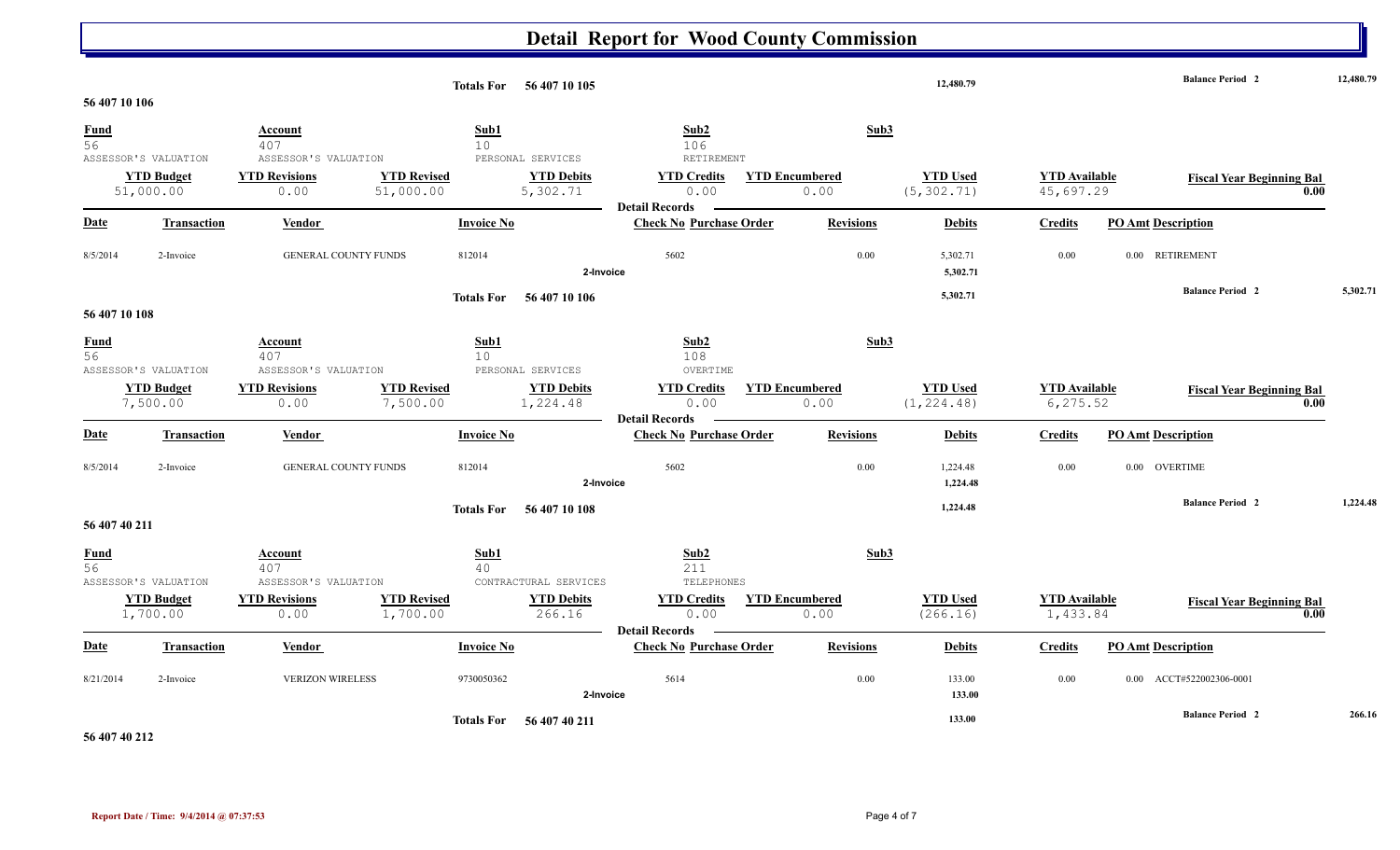# Detail Report for Wood County Commission

**Totals For 56 407 10 105** — 12,480.79 — **Balance Period 2** 12,480.79

**56 407 10 106**

| Fund | Account | Sub1 | Sub2 | Sub3 |
|---|---|---|---|---|
| 56 | 407 | 10 | 106 | |
| ASSESSOR'S VALUATION | ASSESSOR'S VALUATION | PERSONAL SERVICES | RETIREMENT | |

| YTD Budget | YTD Revisions | YTD Revised | YTD Debits | YTD Credits | YTD Encumbered | YTD Used | YTD Available | Fiscal Year Beginning Bal |
|---|---|---|---|---|---|---|---|---|
| 51,000.00 | 0.00 | 51,000.00 | 5,302.71 | 0.00 | 0.00 | (5,302.71) | 45,697.29 | 0.00 |

**Detail Records**

| Date | Transaction | Vendor | Invoice No | Check No | Purchase Order | Revisions | Debits | Credits | PO Amt | Description |
|---|---|---|---|---|---|---|---|---|---|---|
| 8/5/2014 | 2-Invoice | GENERAL COUNTY FUNDS | 812014 | 5602 | | 0.00 | 5,302.71 | 0.00 | 0.00 | RETIREMENT |
| | | | | 2-Invoice | | | 5,302.71 | | | |

**Totals For 56 407 10 106** — 5,302.71 — **Balance Period 2** 5,302.71

**56 407 10 108**

| Fund | Account | Sub1 | Sub2 | Sub3 |
|---|---|---|---|---|
| 56 | 407 | 10 | 108 | |
| ASSESSOR'S VALUATION | ASSESSOR'S VALUATION | PERSONAL SERVICES | OVERTIME | |

| YTD Budget | YTD Revisions | YTD Revised | YTD Debits | YTD Credits | YTD Encumbered | YTD Used | YTD Available | Fiscal Year Beginning Bal |
|---|---|---|---|---|---|---|---|---|
| 7,500.00 | 0.00 | 7,500.00 | 1,224.48 | 0.00 | 0.00 | (1,224.48) | 6,275.52 | 0.00 |

**Detail Records**

| Date | Transaction | Vendor | Invoice No | Check No | Purchase Order | Revisions | Debits | Credits | PO Amt | Description |
|---|---|---|---|---|---|---|---|---|---|---|
| 8/5/2014 | 2-Invoice | GENERAL COUNTY FUNDS | 812014 | 5602 | | 0.00 | 1,224.48 | 0.00 | 0.00 | OVERTIME |
| | | | | 2-Invoice | | | 1,224.48 | | | |

**Totals For 56 407 10 108** — 1,224.48 — **Balance Period 2** 1,224.48

**56 407 40 211**

| Fund | Account | Sub1 | Sub2 | Sub3 |
|---|---|---|---|---|
| 56 | 407 | 40 | 211 | |
| ASSESSOR'S VALUATION | ASSESSOR'S VALUATION | CONTRACTURAL SERVICES | TELEPHONES | |

| YTD Budget | YTD Revisions | YTD Revised | YTD Debits | YTD Credits | YTD Encumbered | YTD Used | YTD Available | Fiscal Year Beginning Bal |
|---|---|---|---|---|---|---|---|---|
| 1,700.00 | 0.00 | 1,700.00 | 266.16 | 0.00 | 0.00 | (266.16) | 1,433.84 | 0.00 |

**Detail Records**

| Date | Transaction | Vendor | Invoice No | Check No | Purchase Order | Revisions | Debits | Credits | PO Amt | Description |
|---|---|---|---|---|---|---|---|---|---|---|
| 8/21/2014 | 2-Invoice | VERIZON WIRELESS | 9730050362 | 5614 | | 0.00 | 133.00 | 0.00 | 0.00 | ACCT#522002306-0001 |
| | | | | 2-Invoice | | | 133.00 | | | |

**Totals For 56 407 40 211** — 133.00 — **Balance Period 2** 266.16

**56 407 40 212**

Report Date / Time: 9/4/2014 @ 07:37:53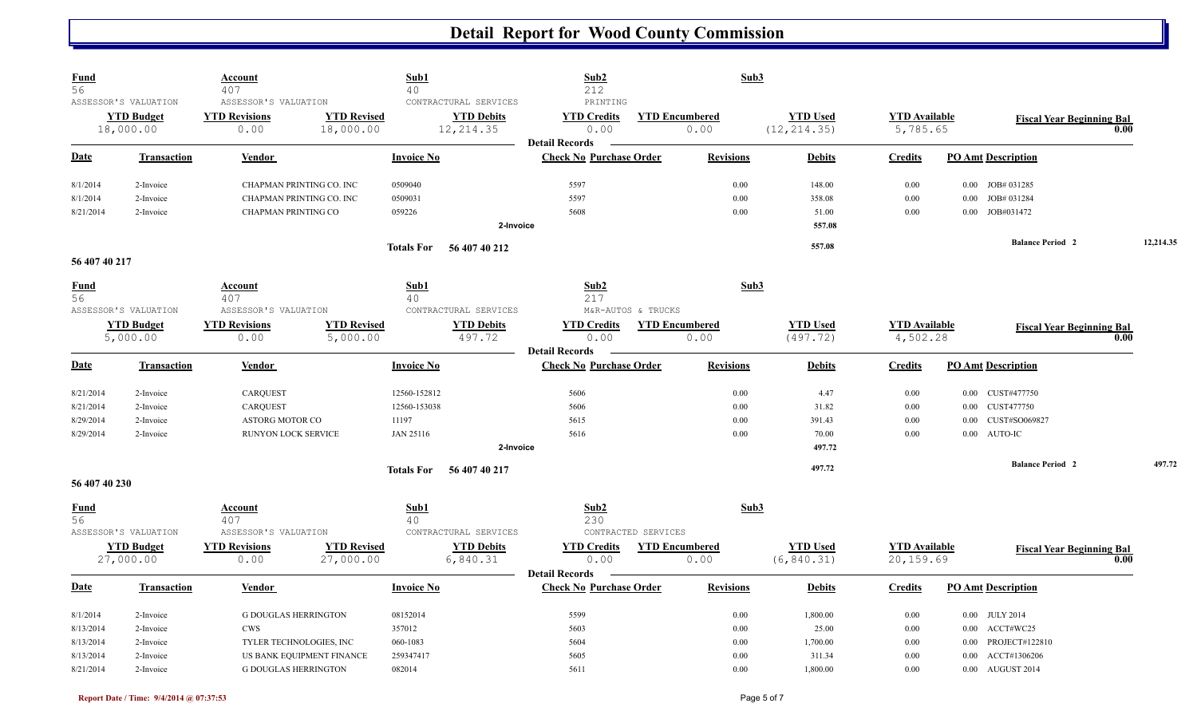# Detail Report for Wood County Commission

| Fund | Account | | Sub1 | Sub2 | | Sub3 | | |
|---|---|---|---|---|---|---|---|---|
| 56 | 407 | | 40 | 212 | | | | |
| ASSESSOR'S VALUATION | ASSESSOR'S VALUATION | | CONTRACTURAL SERVICES | PRINTING | | | | |
| **YTD Budget** | **YTD Revisions** | **YTD Revised** | **YTD Debits** | **YTD Credits** | **YTD Encumbered** | **YTD Used** | **YTD Available** | **Fiscal Year Beginning Bal** |
| 18,000.00 | 0.00 | 18,000.00 | 12,214.35 | 0.00 | 0.00 | (12,214.35) | 5,785.65 | 0.00 |

**Detail Records**

| Date | Transaction | Vendor | Invoice No | Check No | Purchase Order | Revisions | Debits | Credits | PO Amt | Description |
|---|---|---|---|---|---|---|---|---|---|---|
| 8/1/2014 | 2-Invoice | CHAPMAN PRINTING CO. INC | 0509040 | 5597 | | 0.00 | 148.00 | 0.00 | 0.00 | JOB# 031285 |
| 8/1/2014 | 2-Invoice | CHAPMAN PRINTING CO. INC | 0509031 | 5597 | | 0.00 | 358.08 | 0.00 | 0.00 | JOB# 031284 |
| 8/21/2014 | 2-Invoice | CHAPMAN PRINTING CO | 059226 | 5608 | | 0.00 | 51.00 | 0.00 | 0.00 | JOB#031472 |
| | | | 2-Invoice | | | | 557.08 | | | |
| | | | Totals For 56 407 40 212 | | | | 557.08 | | | Balance Period 2: 12,214.35 |

**56 407 40 217**

| Fund | Account | | Sub1 | Sub2 | | Sub3 | | |
|---|---|---|---|---|---|---|---|---|
| 56 | 407 | | 40 | 217 | | | | |
| ASSESSOR'S VALUATION | ASSESSOR'S VALUATION | | CONTRACTURAL SERVICES | M&R-AUTOS & TRUCKS | | | | |
| **YTD Budget** | **YTD Revisions** | **YTD Revised** | **YTD Debits** | **YTD Credits** | **YTD Encumbered** | **YTD Used** | **YTD Available** | **Fiscal Year Beginning Bal** |
| 5,000.00 | 0.00 | 5,000.00 | 497.72 | 0.00 | 0.00 | (497.72) | 4,502.28 | 0.00 |

**Detail Records**

| Date | Transaction | Vendor | Invoice No | Check No | Purchase Order | Revisions | Debits | Credits | PO Amt | Description |
|---|---|---|---|---|---|---|---|---|---|---|
| 8/21/2014 | 2-Invoice | CARQUEST | 12560-152812 | 5606 | | 0.00 | 4.47 | 0.00 | 0.00 | CUST#477750 |
| 8/21/2014 | 2-Invoice | CARQUEST | 12560-153038 | 5606 | | 0.00 | 31.82 | 0.00 | 0.00 | CUST477750 |
| 8/29/2014 | 2-Invoice | ASTORG MOTOR CO | 11197 | 5615 | | 0.00 | 391.43 | 0.00 | 0.00 | CUST#SO069827 |
| 8/29/2014 | 2-Invoice | RUNYON LOCK SERVICE | JAN 25116 | 5616 | | 0.00 | 70.00 | 0.00 | 0.00 | AUTO-IC |
| | | | 2-Invoice | | | | 497.72 | | | |
| | | | Totals For 56 407 40 217 | | | | 497.72 | | | Balance Period 2: 497.72 |

**56 407 40 230**

| Fund | Account | | Sub1 | Sub2 | | Sub3 | | |
|---|---|---|---|---|---|---|---|---|
| 56 | 407 | | 40 | 230 | | | | |
| ASSESSOR'S VALUATION | ASSESSOR'S VALUATION | | CONTRACTURAL SERVICES | CONTRACTED SERVICES | | | | |
| **YTD Budget** | **YTD Revisions** | **YTD Revised** | **YTD Debits** | **YTD Credits** | **YTD Encumbered** | **YTD Used** | **YTD Available** | **Fiscal Year Beginning Bal** |
| 27,000.00 | 0.00 | 27,000.00 | 6,840.31 | 0.00 | 0.00 | (6,840.31) | 20,159.69 | 0.00 |

**Detail Records**

| Date | Transaction | Vendor | Invoice No | Check No | Purchase Order | Revisions | Debits | Credits | PO Amt | Description |
|---|---|---|---|---|---|---|---|---|---|---|
| 8/1/2014 | 2-Invoice | G DOUGLAS HERRINGTON | 08152014 | 5599 | | 0.00 | 1,800.00 | 0.00 | 0.00 | JULY 2014 |
| 8/13/2014 | 2-Invoice | CWS | 357012 | 5603 | | 0.00 | 25.00 | 0.00 | 0.00 | ACCT#WC25 |
| 8/13/2014 | 2-Invoice | TYLER TECHNOLOGIES, INC | 060-1083 | 5604 | | 0.00 | 1,700.00 | 0.00 | 0.00 | PROJECT#122810 |
| 8/13/2014 | 2-Invoice | US BANK EQUIPMENT FINANCE | 259347417 | 5605 | | 0.00 | 311.34 | 0.00 | 0.00 | ACCT#1306206 |
| 8/21/2014 | 2-Invoice | G DOUGLAS HERRINGTON | 082014 | 5611 | | 0.00 | 1,800.00 | 0.00 | 0.00 | AUGUST 2014 |

Report Date / Time: 9/4/2014 @ 07:37:53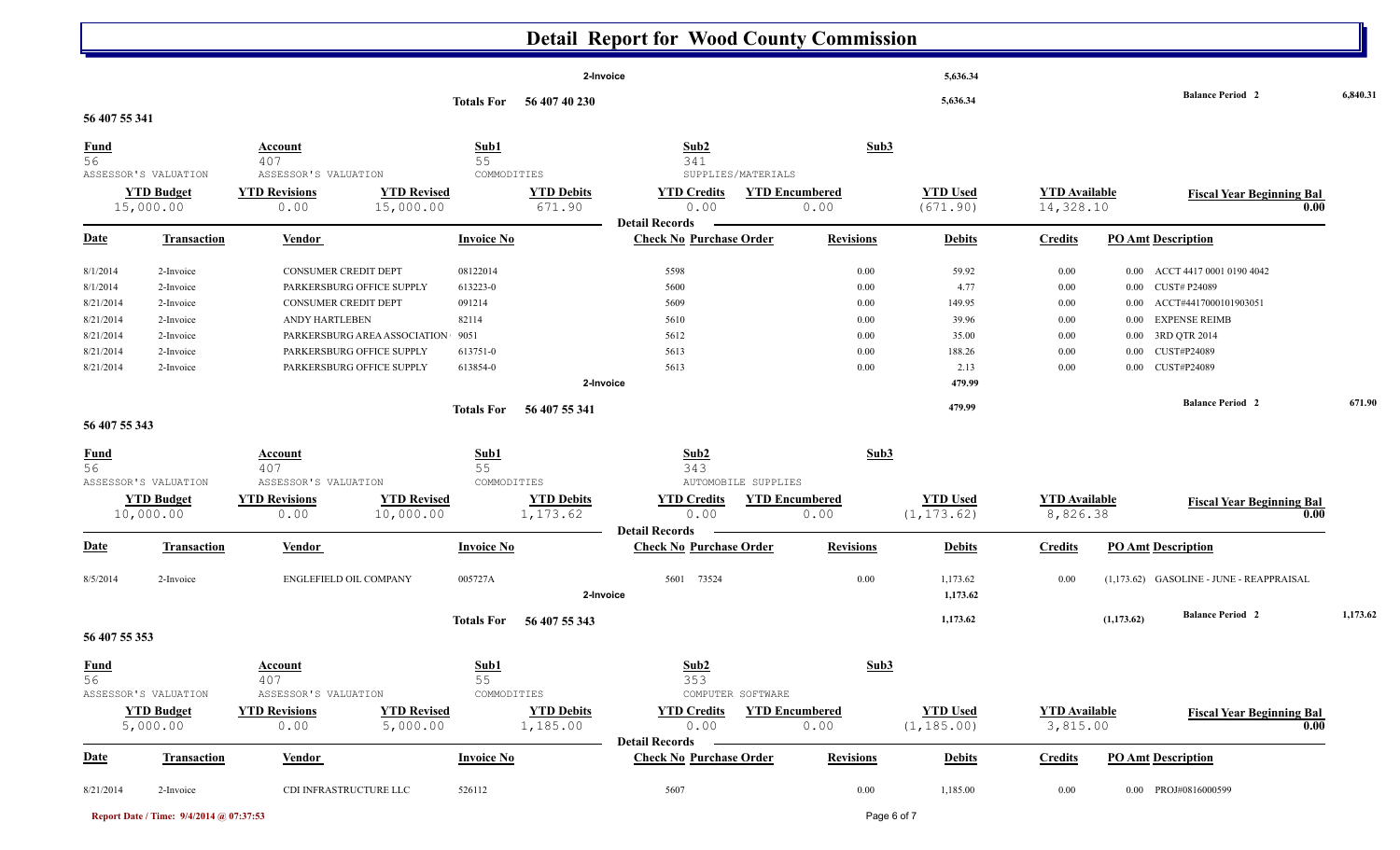# Detail Report for Wood County Commission

| | | |
|---|---|---|
| 2-Invoice | 5,636.34 | |
| **Totals For 56 407 40 230** | 5,636.34 | **Balance Period 2** 6,840.31 |

## 56 407 55 341

| Fund | Account | Sub1 | Sub2 | Sub3 |
|---|---|---|---|---|
| 56 ASSESSOR'S VALUATION | 407 ASSESSOR'S VALUATION | 55 COMMODITIES | 341 SUPPLIES/MATERIALS | |

| YTD Budget | YTD Revisions | YTD Revised | YTD Debits | YTD Credits | YTD Encumbered | YTD Used | YTD Available | Fiscal Year Beginning Bal |
|---|---|---|---|---|---|---|---|---|
| 15,000.00 | 0.00 | 15,000.00 | 671.90 | 0.00 | 0.00 | (671.90) | 14,328.10 | 0.00 |

**Detail Records**

| Date | Transaction | Vendor | Invoice No | Check No | Purchase Order | Revisions | Debits | Credits | PO Amt | Description |
|---|---|---|---|---|---|---|---|---|---|---|
| 8/1/2014 | 2-Invoice | CONSUMER CREDIT DEPT | 08122014 | 5598 | | 0.00 | 59.92 | 0.00 | 0.00 | ACCT 4417 0001 0190 4042 |
| 8/1/2014 | 2-Invoice | PARKERSBURG OFFICE SUPPLY | 613223-0 | 5600 | | 0.00 | 4.77 | 0.00 | 0.00 | CUST# P24089 |
| 8/21/2014 | 2-Invoice | CONSUMER CREDIT DEPT | 091214 | 5609 | | 0.00 | 149.95 | 0.00 | 0.00 | ACCT#4417000101903051 |
| 8/21/2014 | 2-Invoice | ANDY HARTLEBEN | 82114 | 5610 | | 0.00 | 39.96 | 0.00 | 0.00 | EXPENSE REIMB |
| 8/21/2014 | 2-Invoice | PARKERSBURG AREA ASSOCIATION | 9051 | 5612 | | 0.00 | 35.00 | 0.00 | 0.00 | 3RD QTR 2014 |
| 8/21/2014 | 2-Invoice | PARKERSBURG OFFICE SUPPLY | 613751-0 | 5613 | | 0.00 | 188.26 | 0.00 | 0.00 | CUST#P24089 |
| 8/21/2014 | 2-Invoice | PARKERSBURG OFFICE SUPPLY | 613854-0 | 5613 | | 0.00 | 2.13 | 0.00 | 0.00 | CUST#P24089 |
| | 2-Invoice | | | | | | 479.99 | | | |
| | **Totals For 56 407 55 341** | | | | | | 479.99 | | | **Balance Period 2** 671.90 |

## 56 407 55 343

| Fund | Account | Sub1 | Sub2 | Sub3 |
|---|---|---|---|---|
| 56 ASSESSOR'S VALUATION | 407 ASSESSOR'S VALUATION | 55 COMMODITIES | 343 AUTOMOBILE SUPPLIES | |

| YTD Budget | YTD Revisions | YTD Revised | YTD Debits | YTD Credits | YTD Encumbered | YTD Used | YTD Available | Fiscal Year Beginning Bal |
|---|---|---|---|---|---|---|---|---|
| 10,000.00 | 0.00 | 10,000.00 | 1,173.62 | 0.00 | 0.00 | (1,173.62) | 8,826.38 | 0.00 |

**Detail Records**

| Date | Transaction | Vendor | Invoice No | Check No | Purchase Order | Revisions | Debits | Credits | PO Amt | Description |
|---|---|---|---|---|---|---|---|---|---|---|
| 8/5/2014 | 2-Invoice | ENGLEFIELD OIL COMPANY | 005727A | 5601 | 73524 | 0.00 | 1,173.62 | 0.00 | (1,173.62) | GASOLINE - JUNE - REAPPRAISAL |
| | 2-Invoice | | | | | | 1,173.62 | | | |
| | **Totals For 56 407 55 343** | | | | | | 1,173.62 | | (1,173.62) | **Balance Period 2** 1,173.62 |

## 56 407 55 353

| Fund | Account | Sub1 | Sub2 | Sub3 |
|---|---|---|---|---|
| 56 ASSESSOR'S VALUATION | 407 ASSESSOR'S VALUATION | 55 COMMODITIES | 353 COMPUTER SOFTWARE | |

| YTD Budget | YTD Revisions | YTD Revised | YTD Debits | YTD Credits | YTD Encumbered | YTD Used | YTD Available | Fiscal Year Beginning Bal |
|---|---|---|---|---|---|---|---|---|
| 5,000.00 | 0.00 | 5,000.00 | 1,185.00 | 0.00 | 0.00 | (1,185.00) | 3,815.00 | 0.00 |

**Detail Records**

| Date | Transaction | Vendor | Invoice No | Check No | Purchase Order | Revisions | Debits | Credits | PO Amt | Description |
|---|---|---|---|---|---|---|---|---|---|---|
| 8/21/2014 | 2-Invoice | CDI INFRASTRUCTURE LLC | 526112 | 5607 | | 0.00 | 1,185.00 | 0.00 | 0.00 | PROJ#0816000599 |

Report Date / Time: 9/4/2014 @ 07:37:53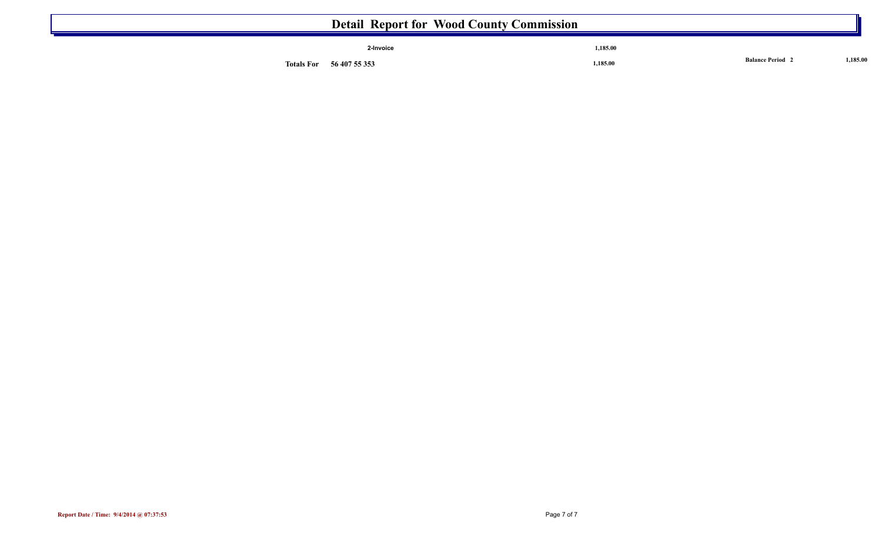# Detail Report for Wood County Commission

| | | | | |
|---|---|---|---|---|
| | 2-Invoice | 1,185.00 | | |
| **Totals For** | **56 407 55 353** | 1,185.00 | Balance Period 2 | 1,185.00 |

Report Date / Time: 9/4/2014 @ 07:37:53